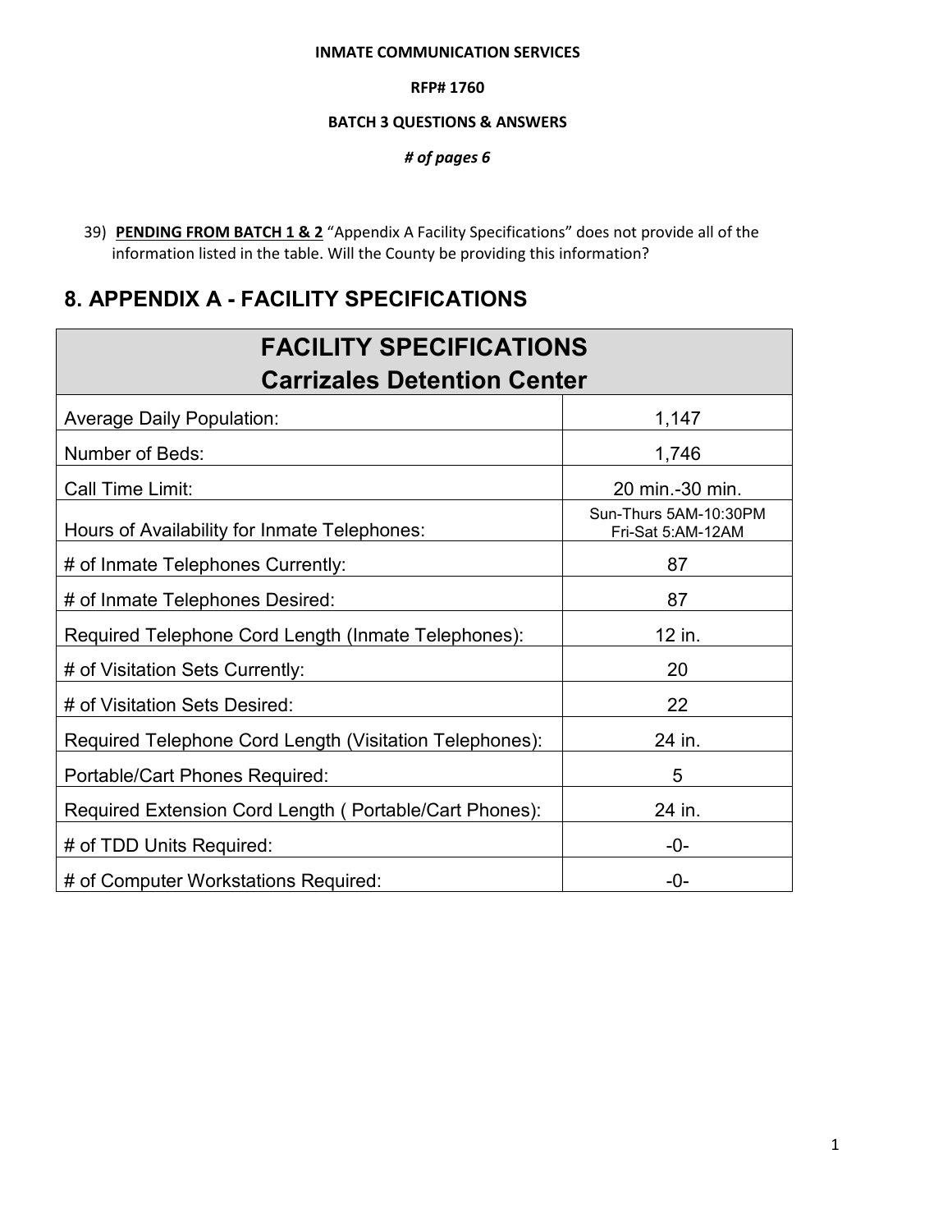**INMATE COMMUNICATION SERVICES**

**RFP# 1760**

**BATCH 3 QUESTIONS & ANSWERS**

***# of pages 6***

39) **PENDING FROM BATCH 1 & 2** "Appendix A Facility Specifications" does not provide all of the information listed in the table. Will the County be providing this information?

## 8. APPENDIX A - FACILITY SPECIFICATIONS

| FACILITY SPECIFICATIONS<br>Carrizales Detention Center | |
|---|---|
| Average Daily Population: | 1,147 |
| Number of Beds: | 1,746 |
| Call Time Limit: | 20 min.-30 min. |
| Hours of Availability for Inmate Telephones: | Sun-Thurs 5AM-10:30PM<br>Fri-Sat 5:AM-12AM |
| # of Inmate Telephones Currently: | 87 |
| # of Inmate Telephones Desired: | 87 |
| Required Telephone Cord Length (Inmate Telephones): | 12 in. |
| # of Visitation Sets Currently: | 20 |
| # of Visitation Sets Desired: | 22 |
| Required Telephone Cord Length (Visitation Telephones): | 24 in. |
| Portable/Cart Phones Required: | 5 |
| Required Extension Cord Length ( Portable/Cart Phones): | 24 in. |
| # of TDD Units Required: | -0- |
| # of Computer Workstations Required: | -0- |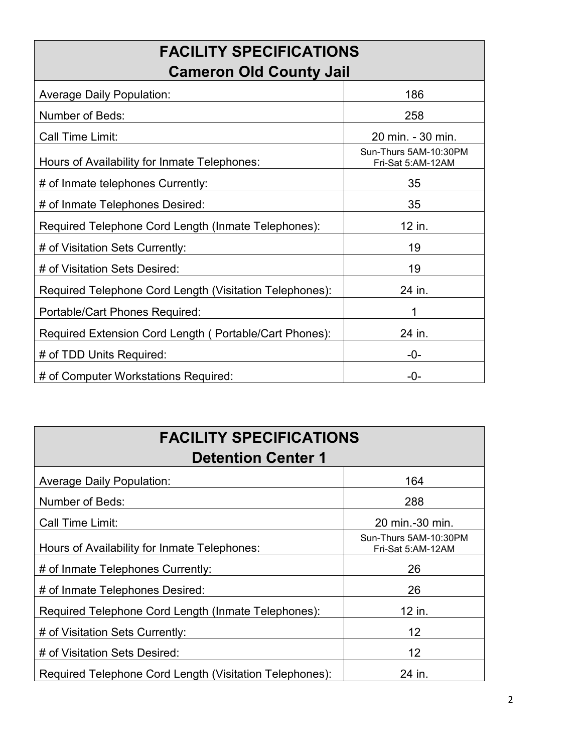| FACILITY SPECIFICATIONS<br>Cameron Old County Jail | |
|---|---|
| Average Daily Population: | 186 |
| Number of Beds: | 258 |
| Call Time Limit: | 20 min. - 30 min. |
| Hours of Availability for Inmate Telephones: | Sun-Thurs 5AM-10:30PM<br>Fri-Sat 5:AM-12AM |
| # of Inmate telephones Currently: | 35 |
| # of Inmate Telephones Desired: | 35 |
| Required Telephone Cord Length (Inmate Telephones): | 12 in. |
| # of Visitation Sets Currently: | 19 |
| # of Visitation Sets Desired: | 19 |
| Required Telephone Cord Length (Visitation Telephones): | 24 in. |
| Portable/Cart Phones Required: | 1 |
| Required Extension Cord Length ( Portable/Cart Phones): | 24 in. |
| # of TDD Units Required: | -0- |
| # of Computer Workstations Required: | -0- |

| FACILITY SPECIFICATIONS<br>Detention Center 1 | |
|---|---|
| Average Daily Population: | 164 |
| Number of Beds: | 288 |
| Call Time Limit: | 20 min.-30 min. |
| Hours of Availability for Inmate Telephones: | Sun-Thurs 5AM-10:30PM<br>Fri-Sat 5:AM-12AM |
| # of Inmate Telephones Currently: | 26 |
| # of Inmate Telephones Desired: | 26 |
| Required Telephone Cord Length (Inmate Telephones): | 12 in. |
| # of Visitation Sets Currently: | 12 |
| # of Visitation Sets Desired: | 12 |
| Required Telephone Cord Length (Visitation Telephones): | 24 in. |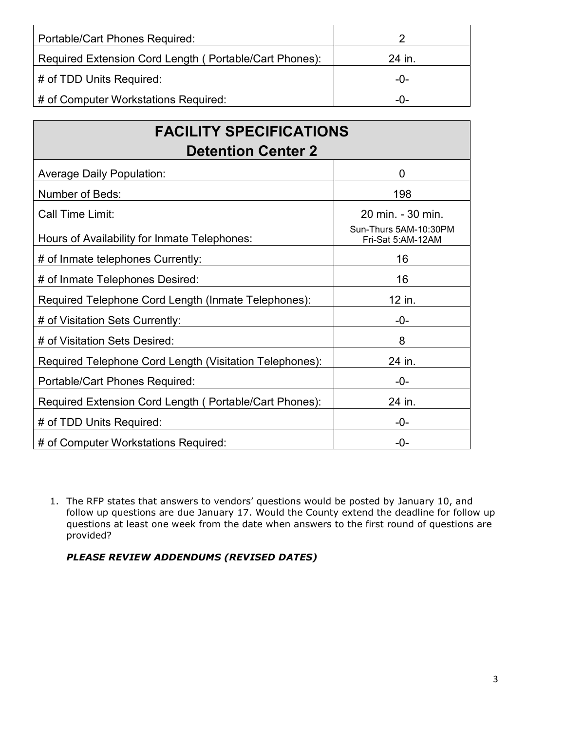| | |
|---|---|
| Portable/Cart Phones Required: | 2 |
| Required Extension Cord Length ( Portable/Cart Phones): | 24 in. |
| # of TDD Units Required: | -0- |
| # of Computer Workstations Required: | -0- |

| FACILITY SPECIFICATIONS<br>Detention Center 2 | |
|---|---|
| Average Daily Population: | 0 |
| Number of Beds: | 198 |
| Call Time Limit: | 20 min. - 30 min. |
| Hours of Availability for Inmate Telephones: | Sun-Thurs 5AM-10:30PM<br>Fri-Sat 5:AM-12AM |
| # of Inmate telephones Currently: | 16 |
| # of Inmate Telephones Desired: | 16 |
| Required Telephone Cord Length (Inmate Telephones): | 12 in. |
| # of Visitation Sets Currently: | -0- |
| # of Visitation Sets Desired: | 8 |
| Required Telephone Cord Length (Visitation Telephones): | 24 in. |
| Portable/Cart Phones Required: | -0- |
| Required Extension Cord Length ( Portable/Cart Phones): | 24 in. |
| # of TDD Units Required: | -0- |
| # of Computer Workstations Required: | -0- |

1. The RFP states that answers to vendors' questions would be posted by January 10, and follow up questions are due January 17. Would the County extend the deadline for follow up questions at least one week from the date when answers to the first round of questions are provided?

   ***PLEASE REVIEW ADDENDUMS (REVISED DATES)***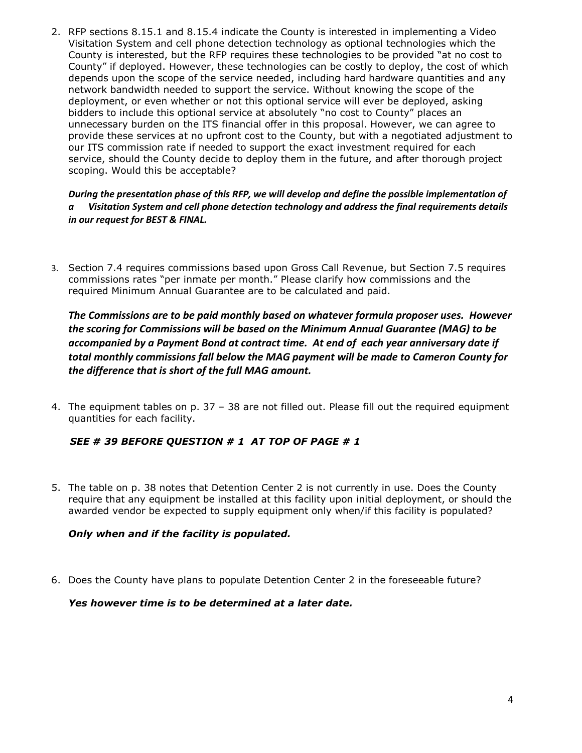2. RFP sections 8.15.1 and 8.15.4 indicate the County is interested in implementing a Video Visitation System and cell phone detection technology as optional technologies which the County is interested, but the RFP requires these technologies to be provided "at no cost to County" if deployed. However, these technologies can be costly to deploy, the cost of which depends upon the scope of the service needed, including hard hardware quantities and any network bandwidth needed to support the service. Without knowing the scope of the deployment, or even whether or not this optional service will ever be deployed, asking bidders to include this optional service at absolutely "no cost to County" places an unnecessary burden on the ITS financial offer in this proposal. However, we can agree to provide these services at no upfront cost to the County, but with a negotiated adjustment to our ITS commission rate if needed to support the exact investment required for each service, should the County decide to deploy them in the future, and after thorough project scoping. Would this be acceptable?

   ***During the presentation phase of this RFP, we will develop and define the possible implementation of a Visitation System and cell phone detection technology and address the final requirements details in our request for BEST & FINAL.***

3. Section 7.4 requires commissions based upon Gross Call Revenue, but Section 7.5 requires commissions rates "per inmate per month." Please clarify how commissions and the required Minimum Annual Guarantee are to be calculated and paid.

   ***The Commissions are to be paid monthly based on whatever formula proposer uses. However the scoring for Commissions will be based on the Minimum Annual Guarantee (MAG) to be accompanied by a Payment Bond at contract time. At end of each year anniversary date if total monthly commissions fall below the MAG payment will be made to Cameron County for the difference that is short of the full MAG amount.***

4. The equipment tables on p. 37 – 38 are not filled out. Please fill out the required equipment quantities for each facility.

   ***SEE # 39 BEFORE QUESTION # 1 AT TOP OF PAGE # 1***

5. The table on p. 38 notes that Detention Center 2 is not currently in use. Does the County require that any equipment be installed at this facility upon initial deployment, or should the awarded vendor be expected to supply equipment only when/if this facility is populated?

   ***Only when and if the facility is populated.***

6. Does the County have plans to populate Detention Center 2 in the foreseeable future?

   ***Yes however time is to be determined at a later date.***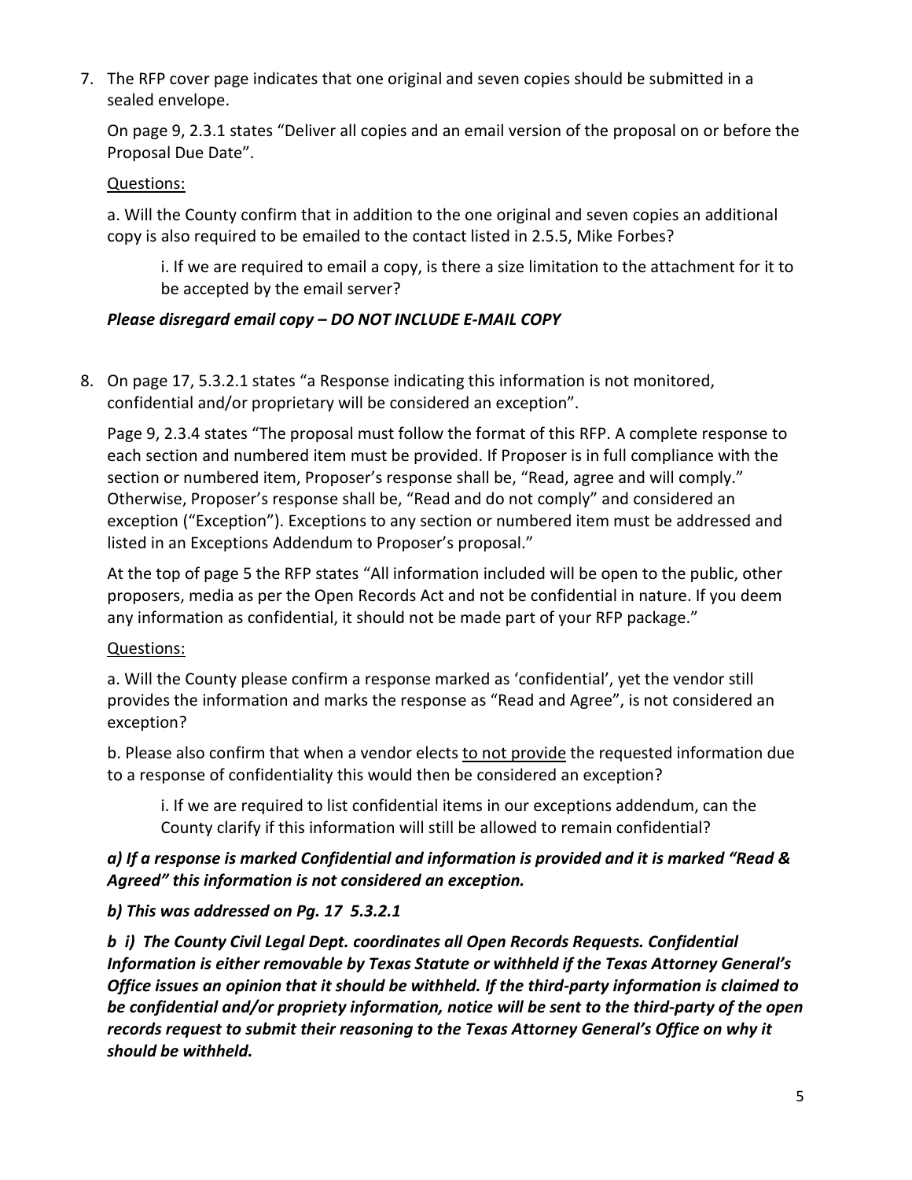7. The RFP cover page indicates that one original and seven copies should be submitted in a sealed envelope.

   On page 9, 2.3.1 states "Deliver all copies and an email version of the proposal on or before the Proposal Due Date".

   Questions:

   a. Will the County confirm that in addition to the one original and seven copies an additional copy is also required to be emailed to the contact listed in 2.5.5, Mike Forbes?

      i. If we are required to email a copy, is there a size limitation to the attachment for it to be accepted by the email server?

   ***Please disregard email copy – DO NOT INCLUDE E-MAIL COPY***

8. On page 17, 5.3.2.1 states "a Response indicating this information is not monitored, confidential and/or proprietary will be considered an exception".

   Page 9, 2.3.4 states "The proposal must follow the format of this RFP. A complete response to each section and numbered item must be provided. If Proposer is in full compliance with the section or numbered item, Proposer's response shall be, "Read, agree and will comply." Otherwise, Proposer's response shall be, "Read and do not comply" and considered an exception ("Exception"). Exceptions to any section or numbered item must be addressed and listed in an Exceptions Addendum to Proposer's proposal."

   At the top of page 5 the RFP states "All information included will be open to the public, other proposers, media as per the Open Records Act and not be confidential in nature. If you deem any information as confidential, it should not be made part of your RFP package."

   Questions:

   a. Will the County please confirm a response marked as 'confidential', yet the vendor still provides the information and marks the response as "Read and Agree", is not considered an exception?

   b. Please also confirm that when a vendor elects to not provide the requested information due to a response of confidentiality this would then be considered an exception?

      i. If we are required to list confidential items in our exceptions addendum, can the County clarify if this information will still be allowed to remain confidential?

   ***a) If a response is marked Confidential and information is provided and it is marked "Read & Agreed" this information is not considered an exception.***

   ***b) This was addressed on Pg. 17 5.3.2.1***

   ***b i) The County Civil Legal Dept. coordinates all Open Records Requests. Confidential Information is either removable by Texas Statute or withheld if the Texas Attorney General's Office issues an opinion that it should be withheld. If the third-party information is claimed to be confidential and/or propriety information, notice will be sent to the third-party of the open records request to submit their reasoning to the Texas Attorney General's Office on why it should be withheld.***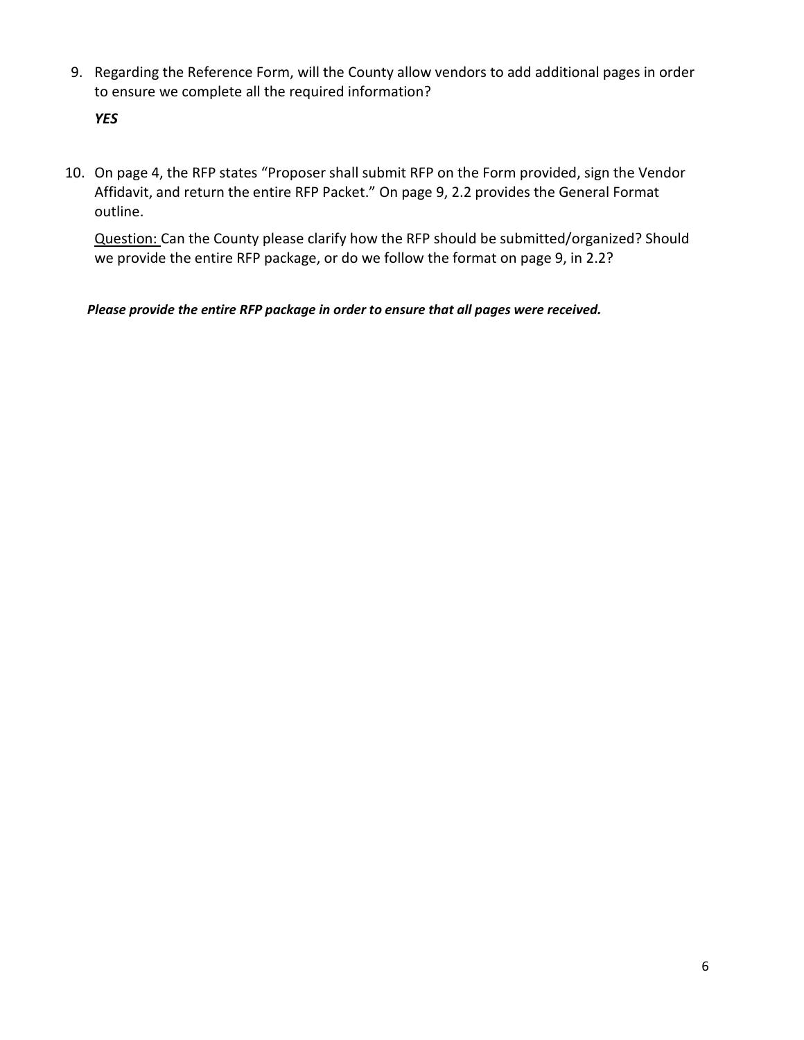9. Regarding the Reference Form, will the County allow vendors to add additional pages in order to ensure we complete all the required information?

   ***YES***

10. On page 4, the RFP states "Proposer shall submit RFP on the Form provided, sign the Vendor Affidavit, and return the entire RFP Packet." On page 9, 2.2 provides the General Format outline.

    Question: Can the County please clarify how the RFP should be submitted/organized? Should we provide the entire RFP package, or do we follow the format on page 9, in 2.2?

    ***Please provide the entire RFP package in order to ensure that all pages were received.***